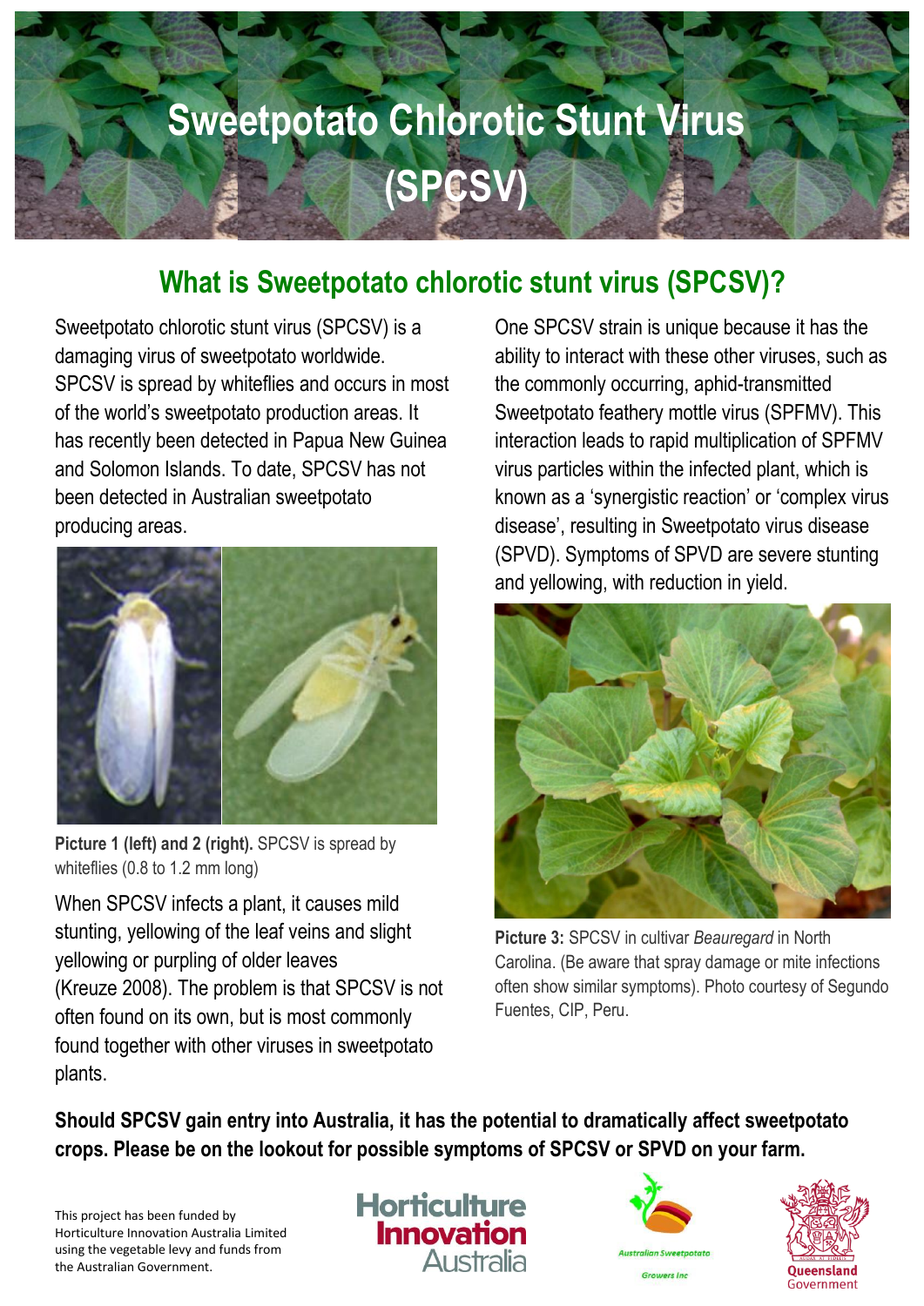# Sweetpotato Chlorotic Stunt Virus (SPCSV)

## What is Sweetpotato chlorotic stunt virus (SPCSV)?

Sweetpotato chlorotic stunt virus (SPCSV) is a damaging virus of sweetpotato worldwide. SPCSV is spread by whiteflies and occurs in most of the world's sweetpotato production areas. It has recently been detected in Papua New Guinea and Solomon Islands. To date, SPCSV has not been detected in Australian sweetpotato producing areas.

**Picture 1 (left) and 2 (right).** SPCSV is spread by whiteflies (0.8 to 1.2 mm long)

When SPCSV infects a plant, it causes mild stunting, yellowing of the leaf veins and slight yellowing or purpling of older leaves (Kreuze 2008). The problem is that SPCSV is not often found on its own, but is most commonly found together with other viruses in sweetpotato plants.

One SPCSV strain is unique because it has the ability to interact with these other viruses, such as the commonly occurring, aphid-transmitted Sweetpotato feathery mottle virus (SPFMV). This interaction leads to rapid multiplication of SPFMV virus particles within the infected plant, which is known as a 'synergistic reaction' or 'complex virus disease', resulting in Sweetpotato virus disease (SPVD). Symptoms of SPVD are severe stunting and yellowing, with reduction in yield.

**Picture 3:** SPCSV in cultivar *Beauregard* in North Carolina. (Be aware that spray damage or mite infections often show similar symptoms). Photo courtesy of Segundo Fuentes, CIP, Peru.

**Should SPCSV gain entry into Australia, it has the potential to dramatically affect sweetpotato crops. Please be on the lookout for possible symptoms of SPCSV or SPVD on your farm.**

This project has been funded by Horticulture Innovation Australia Limited using the vegetable levy and funds from the Australian Government.

Horticulture Innovation Australia

Australian Sweetpotato Growers Inc

Queensland Government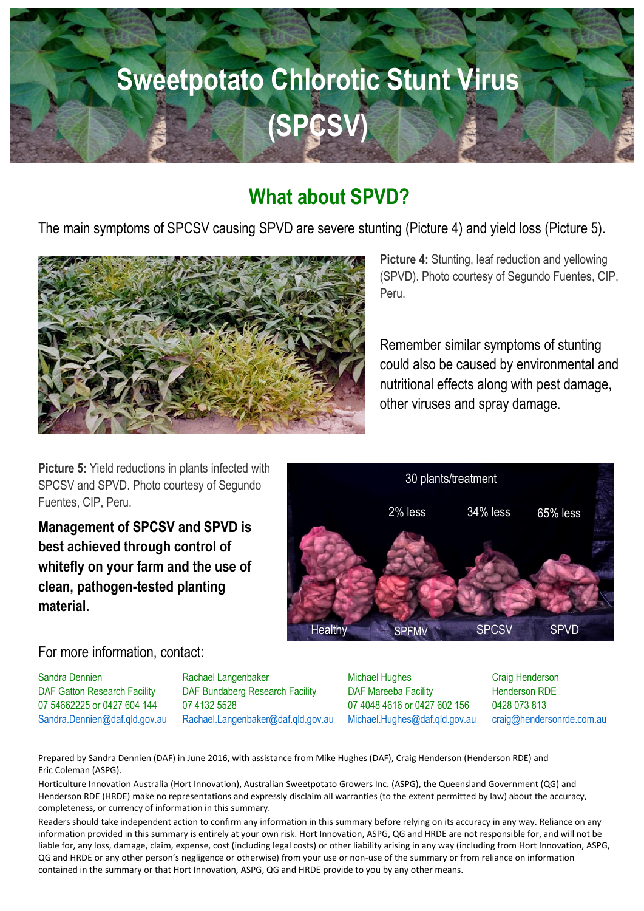# Sweetpotato Chlorotic Stunt Virus (SPCSV)

## What about SPVD?

The main symptoms of SPCSV causing SPVD are severe stunting (Picture 4) and yield loss (Picture 5).

**Picture 4:** Stunting, leaf reduction and yellowing (SPVD). Photo courtesy of Segundo Fuentes, CIP, Peru.

Remember similar symptoms of stunting could also be caused by environmental and nutritional effects along with pest damage, other viruses and spray damage.

**Picture 5:** Yield reductions in plants infected with SPCSV and SPVD. Photo courtesy of Segundo Fuentes, CIP, Peru.

30 plants/treatment

2% less

34% less

65% less

Healthy

SPFMV

SPCSV

SPVD

**Management of SPCSV and SPVD is best achieved through control of whitefly on your farm and the use of clean, pathogen-tested planting material.**

For more information, contact:

Sandra Dennien
DAF Gatton Research Facility
07 54662225 or 0427 604 144
Sandra.Dennien@daf.qld.gov.au

Rachael Langenbaker
DAF Bundaberg Research Facility
07 4132 5528
Rachael.Langenbaker@daf.qld.gov.au

Michael Hughes
DAF Mareeba Facility
07 4048 4616 or 0427 602 156
Michael.Hughes@daf.qld.gov.au

Craig Henderson
Henderson RDE
0428 073 813
craig@hendersonrde.com.au

---

Prepared by Sandra Dennien (DAF) in June 2016, with assistance from Mike Hughes (DAF), Craig Henderson (Henderson RDE) and Eric Coleman (ASPG).

Horticulture Innovation Australia (Hort Innovation), Australian Sweetpotato Growers Inc. (ASPG), the Queensland Government (QG) and Henderson RDE (HRDE) make no representations and expressly disclaim all warranties (to the extent permitted by law) about the accuracy, completeness, or currency of information in this summary.

Readers should take independent action to confirm any information in this summary before relying on its accuracy in any way. Reliance on any information provided in this summary is entirely at your own risk. Hort Innovation, ASPG, QG and HRDE are not responsible for, and will not be liable for, any loss, damage, claim, expense, cost (including legal costs) or other liability arising in any way (including from Hort Innovation, ASPG, QG and HRDE or any other person's negligence or otherwise) from your use or non-use of the summary or from reliance on information contained in the summary or that Hort Innovation, ASPG, QG and HRDE provide to you by any other means.